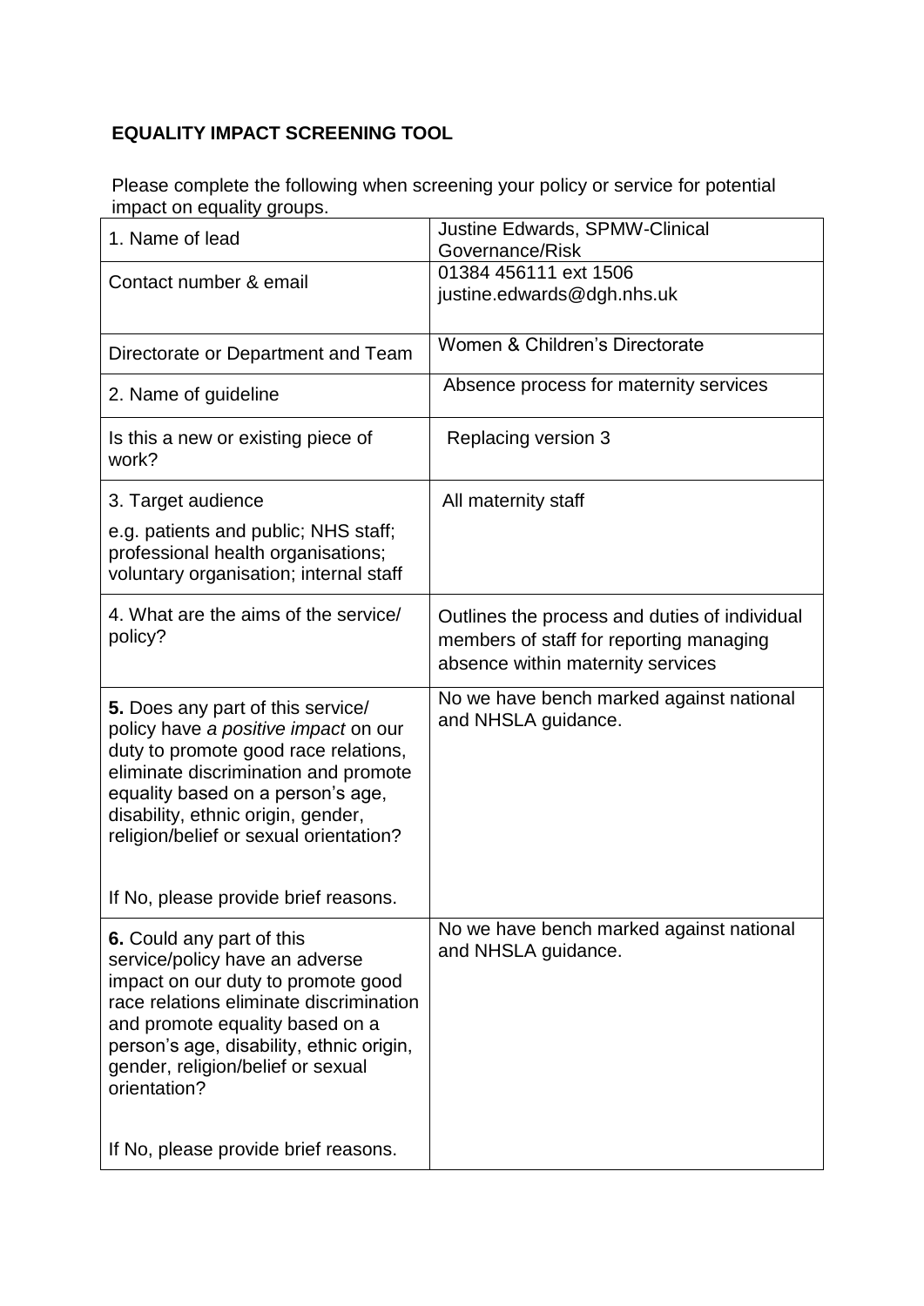**EQUALITY IMPACT SCREENING TOOL**

Please complete the following when screening your policy or service for potential impact on equality groups.

| | |
|---|---|
| 1. Name of lead | Justine Edwards, SPMW-Clinical Governance/Risk |
| Contact number & email | 01384 456111 ext 1506<br>justine.edwards@dgh.nhs.uk |
| Directorate or Department and Team | Women & Children's Directorate |
| 2. Name of guideline | Absence process for maternity services |
| Is this a new or existing piece of work? | Replacing version 3 |
| 3. Target audience<br>e.g. patients and public; NHS staff; professional health organisations; voluntary organisation; internal staff | All maternity staff |
| 4. What are the aims of the service/ policy? | Outlines the process and duties of individual members of staff for reporting managing absence within maternity services |
| **5.** Does any part of this service/ policy have *a positive impact* on our duty to promote good race relations, eliminate discrimination and promote equality based on a person's age, disability, ethnic origin, gender, religion/belief or sexual orientation?<br><br>If No, please provide brief reasons. | No we have bench marked against national and NHSLA guidance. |
| **6.** Could any part of this service/policy have an adverse impact on our duty to promote good race relations eliminate discrimination and promote equality based on a person's age, disability, ethnic origin, gender, religion/belief or sexual orientation?<br><br>If No, please provide brief reasons. | No we have bench marked against national and NHSLA guidance. |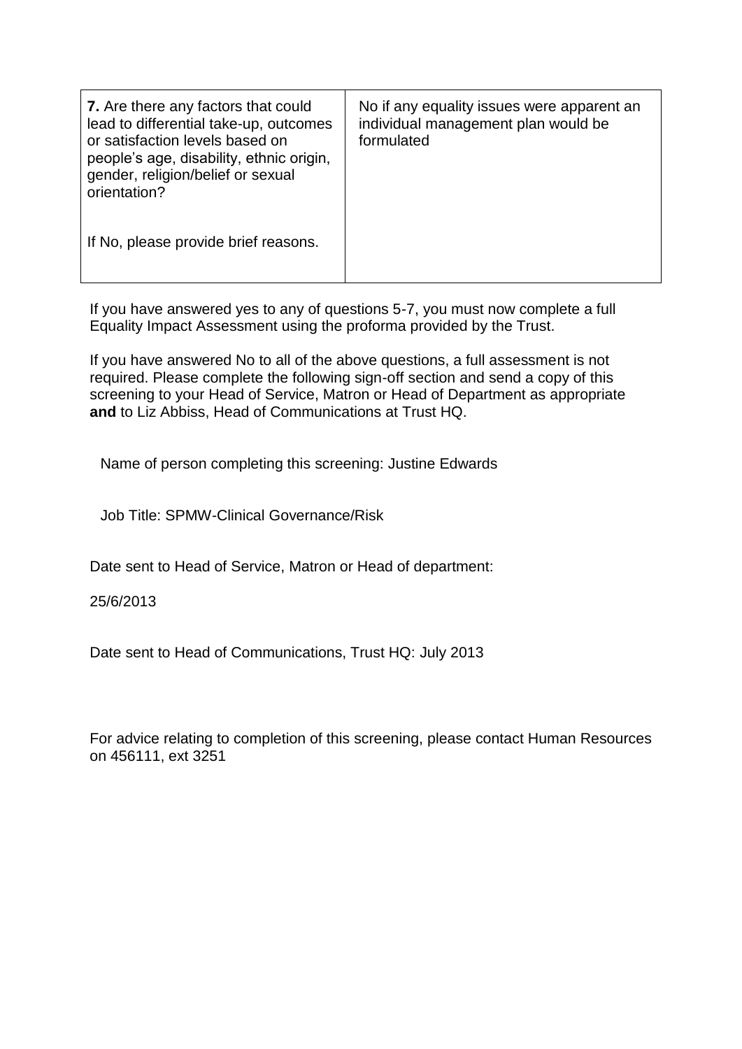| | |
|---|---|
| **7.** Are there any factors that could lead to differential take-up, outcomes or satisfaction levels based on people's age, disability, ethnic origin, gender, religion/belief or sexual orientation?<br><br>If No, please provide brief reasons. | No if any equality issues were apparent an individual management plan would be formulated |

If you have answered yes to any of questions 5-7, you must now complete a full Equality Impact Assessment using the proforma provided by the Trust.

If you have answered No to all of the above questions, a full assessment is not required. Please complete the following sign-off section and send a copy of this screening to your Head of Service, Matron or Head of Department as appropriate **and** to Liz Abbiss, Head of Communications at Trust HQ.

Name of person completing this screening: Justine Edwards

Job Title: SPMW-Clinical Governance/Risk

Date sent to Head of Service, Matron or Head of department:

25/6/2013

Date sent to Head of Communications, Trust HQ: July 2013

For advice relating to completion of this screening, please contact Human Resources on 456111, ext 3251